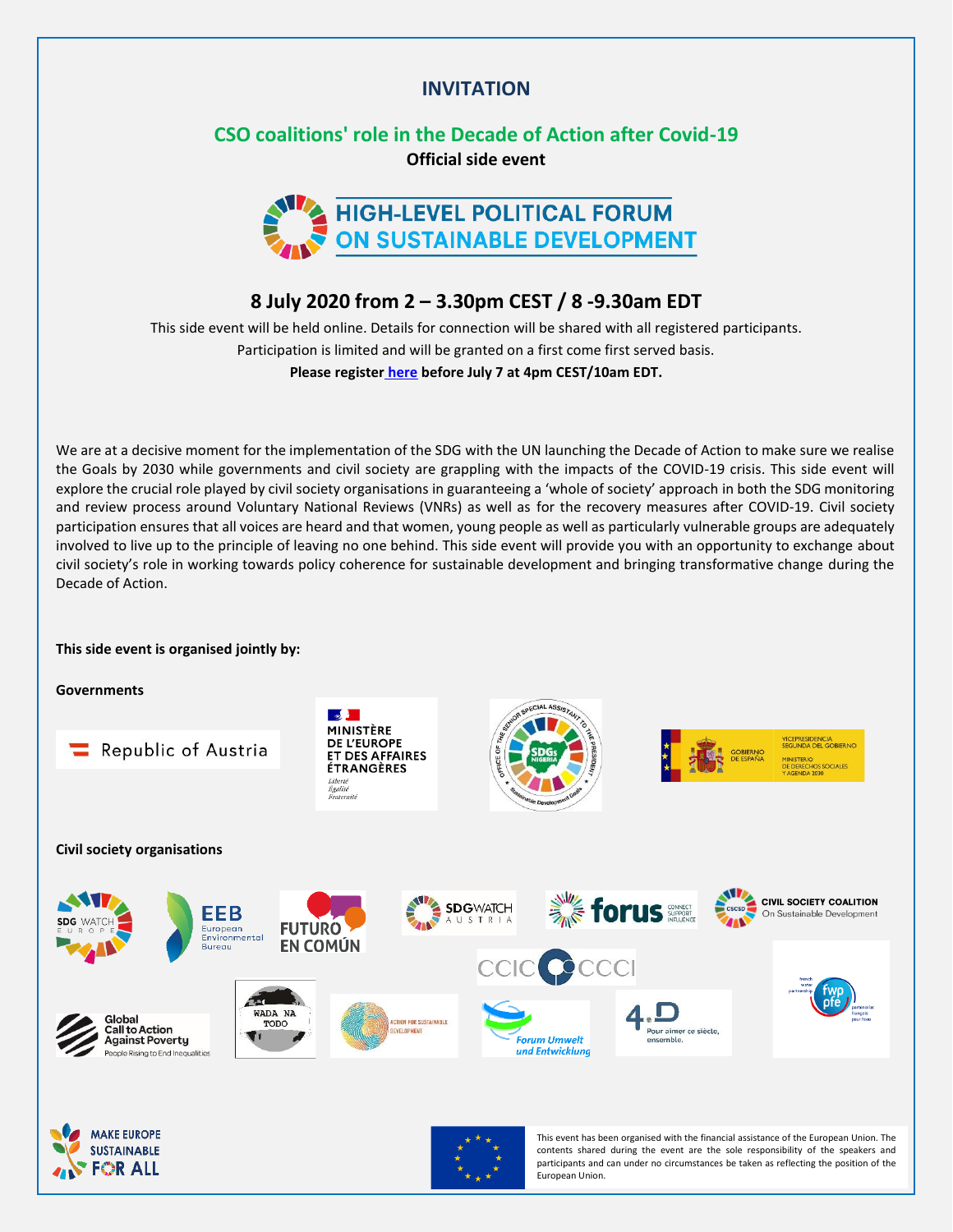# INVITATION

## CSO coalitions' role in the Decade of Action after Covid-19

**Official side event**

HIGH-LEVEL POLITICAL FORUM ON SUSTAINABLE DEVELOPMENT

### 8 July 2020 from 2 – 3.30pm CEST / 8 -9.30am EDT

This side event will be held online. Details for connection will be shared with all registered participants.

Participation is limited and will be granted on a first come first served basis.

**Please register here before July 7 at 4pm CEST/10am EDT.**

We are at a decisive moment for the implementation of the SDG with the UN launching the Decade of Action to make sure we realise the Goals by 2030 while governments and civil society are grappling with the impacts of the COVID-19 crisis. This side event will explore the crucial role played by civil society organisations in guaranteeing a 'whole of society' approach in both the SDG monitoring and review process around Voluntary National Reviews (VNRs) as well as for the recovery measures after COVID-19. Civil society participation ensures that all voices are heard and that women, young people as well as particularly vulnerable groups are adequately involved to live up to the principle of leaving no one behind. This side event will provide you with an opportunity to exchange about civil society's role in working towards policy coherence for sustainable development and bringing transformative change during the Decade of Action.

**This side event is organised jointly by:**

**Governments**

Republic of Austria

MINISTÈRE DE L'EUROPE ET DES AFFAIRES ÉTRANGÈRES

Office of the Senior Special Assistant to the President – SDGs Nigeria

Gobierno de España – Vicepresidencia Segunda del Gobierno – Ministerio de Derechos Sociales y Agenda 2030

**Civil society organisations**

SDG Watch Europe

EEB European Environmental Bureau

Futuro en Común

SDG Watch Austria

forus – Connect Support Influence

Civil Society Coalition On Sustainable Development

CCIC CCCI

Global Call to Action Against Poverty – People Rising to End Inequalities

Wada Na Todo

Action for Sustainable Development

Forum Umwelt und Entwicklung

4D – Pour aimer ce siècle, ensemble.

french water partnership – fwp pfe – partenariat français pour l'eau

MAKE EUROPE SUSTAINABLE FOR ALL

This event has been organised with the financial assistance of the European Union. The contents shared during the event are the sole responsibility of the speakers and participants and can under no circumstances be taken as reflecting the position of the European Union.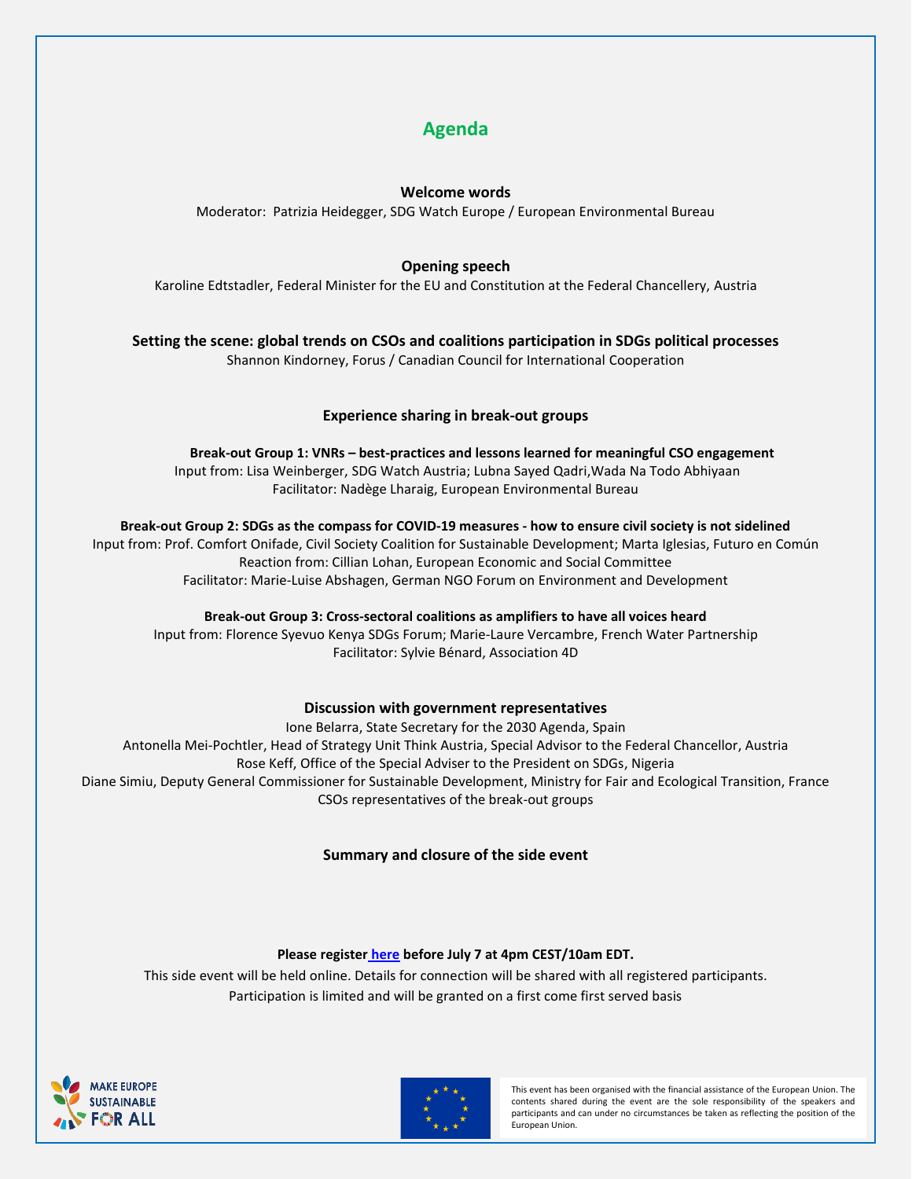# Agenda

**Welcome words**

Moderator: Patrizia Heidegger, SDG Watch Europe / European Environmental Bureau

**Opening speech**

Karoline Edtstadler, Federal Minister for the EU and Constitution at the Federal Chancellery, Austria

**Setting the scene: global trends on CSOs and coalitions participation in SDGs political processes**

Shannon Kindorney, Forus / Canadian Council for International Cooperation

**Experience sharing in break-out groups**

**Break-out Group 1: VNRs – best-practices and lessons learned for meaningful CSO engagement**

Input from: Lisa Weinberger, SDG Watch Austria; Lubna Sayed Qadri,Wada Na Todo Abhiyaan

Facilitator: Nadège Lharaig, European Environmental Bureau

**Break-out Group 2: SDGs as the compass for COVID-19 measures - how to ensure civil society is not sidelined**

Input from: Prof. Comfort Onifade, Civil Society Coalition for Sustainable Development; Marta Iglesias, Futuro en Común

Reaction from: Cillian Lohan, European Economic and Social Committee

Facilitator: Marie-Luise Abshagen, German NGO Forum on Environment and Development

**Break-out Group 3: Cross-sectoral coalitions as amplifiers to have all voices heard**

Input from: Florence Syevuo Kenya SDGs Forum; Marie-Laure Vercambre, French Water Partnership

Facilitator: Sylvie Bénard, Association 4D

**Discussion with government representatives**

Ione Belarra, State Secretary for the 2030 Agenda, Spain

Antonella Mei-Pochtler, Head of Strategy Unit Think Austria, Special Advisor to the Federal Chancellor, Austria

Rose Keff, Office of the Special Adviser to the President on SDGs, Nigeria

Diane Simiu, Deputy General Commissioner for Sustainable Development, Ministry for Fair and Ecological Transition, France

CSOs representatives of the break-out groups

**Summary and closure of the side event**

**Please register here before July 7 at 4pm CEST/10am EDT.**

This side event will be held online. Details for connection will be shared with all registered participants.

Participation is limited and will be granted on a first come first served basis

MAKE EUROPE SUSTAINABLE FOR ALL

This event has been organised with the financial assistance of the European Union. The contents shared during the event are the sole responsibility of the speakers and participants and can under no circumstances be taken as reflecting the position of the European Union.